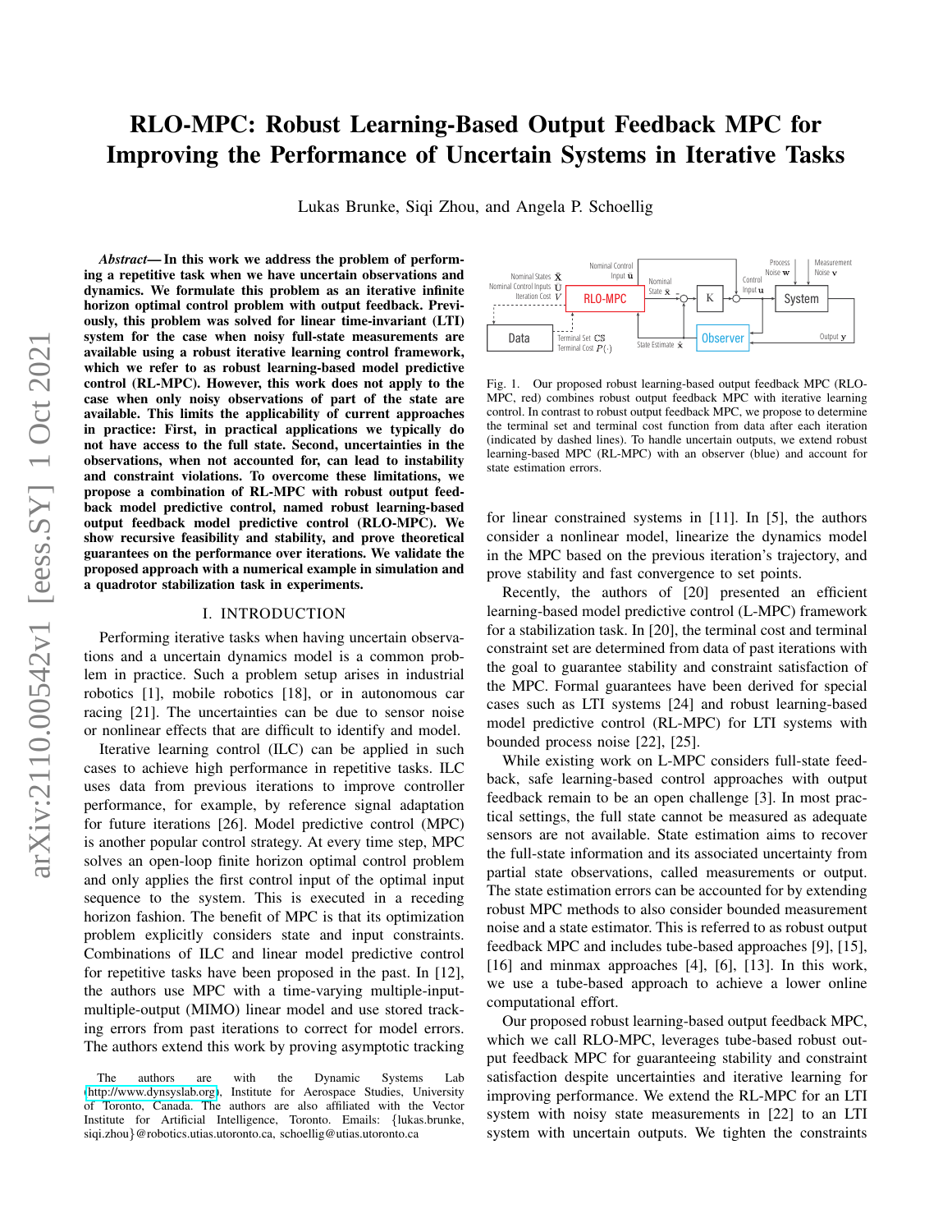# RLO-MPC: Robust Learning-Based Output Feedback MPC for Improving the Performance of Uncertain Systems in Iterative Tasks

Lukas Brunke, Siqi Zhou, and Angela P. Schoellig

***Abstract*— In this work we address the problem of performing a repetitive task when we have uncertain observations and dynamics. We formulate this problem as an iterative infinite horizon optimal control problem with output feedback. Previously, this problem was solved for linear time-invariant (LTI) system for the case when noisy full-state measurements are available using a robust iterative learning control framework, which we refer to as robust learning-based model predictive control (RL-MPC). However, this work does not apply to the case when only noisy observations of part of the state are available. This limits the applicability of current approaches in practice: First, in practical applications we typically do not have access to the full state. Second, uncertainties in the observations, when not accounted for, can lead to instability and constraint violations. To overcome these limitations, we propose a combination of RL-MPC with robust output feedback model predictive control, named robust learning-based output feedback model predictive control (RLO-MPC). We show recursive feasibility and stability, and prove theoretical guarantees on the performance over iterations. We validate the proposed approach with a numerical example in simulation and a quadrotor stabilization task in experiments.**

## I. INTRODUCTION

Performing iterative tasks when having uncertain observations and a uncertain dynamics model is a common problem in practice. Such a problem setup arises in industrial robotics [1], mobile robotics [18], or in autonomous car racing [21]. The uncertainties can be due to sensor noise or nonlinear effects that are difficult to identify and model.

Iterative learning control (ILC) can be applied in such cases to achieve high performance in repetitive tasks. ILC uses data from previous iterations to improve controller performance, for example, by reference signal adaptation for future iterations [26]. Model predictive control (MPC) is another popular control strategy. At every time step, MPC solves an open-loop finite horizon optimal control problem and only applies the first control input of the optimal input sequence to the system. This is executed in a receding horizon fashion. The benefit of MPC is that its optimization problem explicitly considers state and input constraints. Combinations of ILC and linear model predictive control for repetitive tasks have been proposed in the past. In [12], the authors use MPC with a time-varying multiple-input-multiple-output (MIMO) linear model and use stored tracking errors from previous iterations to correct for model errors. The authors extend this work by proving asymptotic tracking for linear constrained systems in [11]. In [5], the authors consider a nonlinear model, linearize the dynamics model in the MPC based on the previous iteration's trajectory, and prove stability and fast convergence to set points.

Fig. 1. Our proposed robust learning-based output feedback MPC (RLO-MPC, red) combines robust output feedback MPC with iterative learning control. In contrast to robust output feedback MPC, we propose to determine the terminal set and terminal cost function from data after each iteration (indicated by dashed lines). To handle uncertain outputs, we extend robust learning-based MPC (RL-MPC) with an observer (blue) and account for state estimation errors.

Recently, the authors of [20] presented an efficient learning-based model predictive control (L-MPC) framework for a stabilization task. In [20], the terminal cost and terminal constraint set are determined from data of past iterations with the goal to guarantee stability and constraint satisfaction of the MPC. Formal guarantees have been derived for special cases such as LTI systems [24] and robust learning-based model predictive control (RL-MPC) for LTI systems with bounded process noise [22], [25].

While existing work on L-MPC considers full-state feedback, safe learning-based control approaches with output feedback remain to be an open challenge [3]. In most practical settings, the full state cannot be measured as adequate sensors are not available. State estimation aims to recover the full-state information and its associated uncertainty from partial state observations, called measurements or output. The state estimation errors can be accounted for by extending robust MPC methods to also consider bounded measurement noise and a state estimator. This is referred to as robust output feedback MPC and includes tube-based approaches [9], [15], [16] and minmax approaches [4], [6], [13]. In this work, we use a tube-based approach to achieve a lower online computational effort.

Our proposed robust learning-based output feedback MPC, which we call RLO-MPC, leverages tube-based robust output feedback MPC for guaranteeing stability and constraint satisfaction despite uncertainties and iterative learning for improving performance. We extend the RL-MPC for an LTI system with noisy state measurements in [22] to an LTI system with uncertain outputs. We tighten the constraints

The authors are with the Dynamic Systems Lab (http://www.dynsyslab.org), Institute for Aerospace Studies, University of Toronto, Canada. The authors are also affiliated with the Vector Institute for Artificial Intelligence, Toronto. Emails: {lukas.brunke, siqi.zhou}@robotics.utias.utoronto.ca, schoellig@utias.utoronto.ca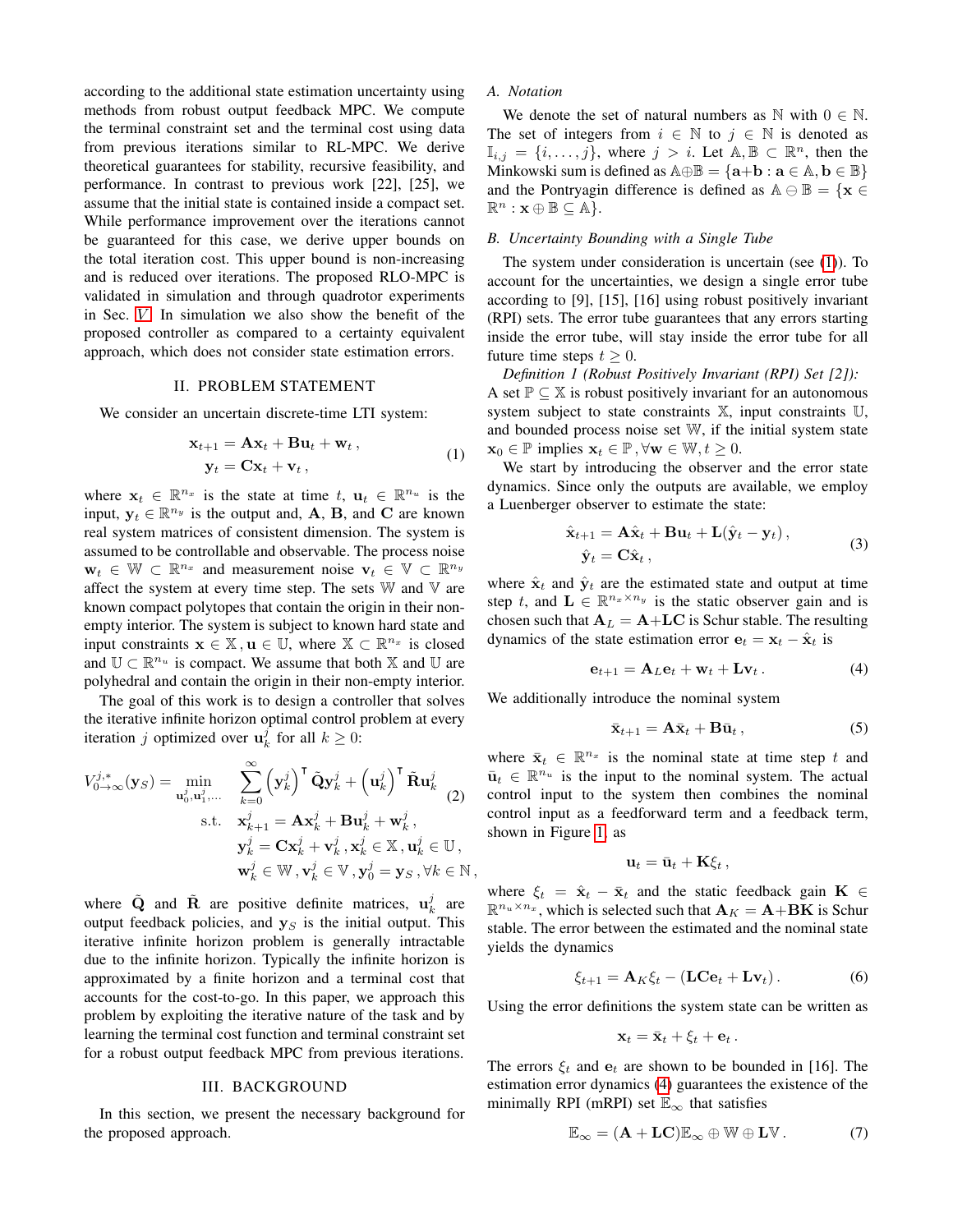according to the additional state estimation uncertainty using methods from robust output feedback MPC. We compute the terminal constraint set and the terminal cost using data from previous iterations similar to RL-MPC. We derive theoretical guarantees for stability, recursive feasibility, and performance. In contrast to previous work [22], [25], we assume that the initial state is contained inside a compact set. While performance improvement over the iterations cannot be guaranteed for this case, we derive upper bounds on the total iteration cost. This upper bound is non-increasing and is reduced over iterations. The proposed RLO-MPC is validated in simulation and through quadrotor experiments in Sec. V. In simulation we also show the benefit of the proposed controller as compared to a certainty equivalent approach, which does not consider state estimation errors.

## II. PROBLEM STATEMENT

We consider an uncertain discrete-time LTI system:

$$
\begin{aligned}
\mathbf{x}_{t+1} &= \mathbf{A}\mathbf{x}_t + \mathbf{B}\mathbf{u}_t + \mathbf{w}_t\,, \\
\mathbf{y}_t &= \mathbf{C}\mathbf{x}_t + \mathbf{v}_t\,,
\end{aligned} \tag{1}
$$

where $\mathbf{x}_t \in \mathbb{R}^{n_x}$ is the state at time $t$, $\mathbf{u}_t \in \mathbb{R}^{n_u}$ is the input, $\mathbf{y}_t \in \mathbb{R}^{n_y}$ is the output and, $\mathbf{A}$, $\mathbf{B}$, and $\mathbf{C}$ are known real system matrices of consistent dimension. The system is assumed to be controllable and observable. The process noise $\mathbf{w}_t \in \mathbb{W} \subset \mathbb{R}^{n_x}$ and measurement noise $\mathbf{v}_t \in \mathbb{V} \subset \mathbb{R}^{n_y}$ affect the system at every time step. The sets $\mathbb{W}$ and $\mathbb{V}$ are known compact polytopes that contain the origin in their non-empty interior. The system is subject to known hard state and input constraints $\mathbf{x} \in \mathbb{X}, \mathbf{u} \in \mathbb{U}$, where $\mathbb{X} \subset \mathbb{R}^{n_x}$ is closed and $\mathbb{U} \subset \mathbb{R}^{n_u}$ is compact. We assume that both $\mathbb{X}$ and $\mathbb{U}$ are polyhedral and contain the origin in their non-empty interior.

The goal of this work is to design a controller that solves the iterative infinite horizon optimal control problem at every iteration $j$ optimized over $\mathbf{u}_k^j$ for all $k \geq 0$:

$$
\begin{aligned}
V_{0\to\infty}^{j,*}(\mathbf{y}_S) = \min_{\mathbf{u}_0^j, \mathbf{u}_1^j, \ldots} \quad & \sum_{k=0}^{\infty} \left(\mathbf{y}_k^j\right)^\intercal \tilde{\mathbf{Q}} \mathbf{y}_k^j + \left(\mathbf{u}_k^j\right)^\intercal \tilde{\mathbf{R}} \mathbf{u}_k^j \\
\text{s.t.} \quad & \mathbf{x}_{k+1}^j = \mathbf{A}\mathbf{x}_k^j + \mathbf{B}\mathbf{u}_k^j + \mathbf{w}_k^j\,, \\
& \mathbf{y}_k^j = \mathbf{C}\mathbf{x}_k^j + \mathbf{v}_k^j\,, \mathbf{x}_k^j \in \mathbb{X}\,, \mathbf{u}_k^j \in \mathbb{U}\,, \\
& \mathbf{w}_k^j \in \mathbb{W}\,, \mathbf{v}_k^j \in \mathbb{V}\,, \mathbf{y}_0^j = \mathbf{y}_S\,, \forall k \in \mathbb{N}\,,
\end{aligned} \tag{2}
$$

where $\tilde{\mathbf{Q}}$ and $\tilde{\mathbf{R}}$ are positive definite matrices, $\mathbf{u}_k^j$ are output feedback policies, and $\mathbf{y}_S$ is the initial output. This iterative infinite horizon problem is generally intractable due to the infinite horizon. Typically the infinite horizon is approximated by a finite horizon and a terminal cost that accounts for the cost-to-go. In this paper, we approach this problem by exploiting the iterative nature of the task and by learning the terminal cost function and terminal constraint set for a robust output feedback MPC from previous iterations.

## III. BACKGROUND

In this section, we present the necessary background for the proposed approach.

### A. Notation

We denote the set of natural numbers as $\mathbb{N}$ with $0 \in \mathbb{N}$. The set of integers from $i \in \mathbb{N}$ to $j \in \mathbb{N}$ is denoted as $\mathbb{I}_{i,j} = \{i, \ldots, j\}$, where $j > i$. Let $\mathbb{A}, \mathbb{B} \subset \mathbb{R}^n$, then the Minkowski sum is defined as $\mathbb{A} \oplus \mathbb{B} = \{\mathbf{a} + \mathbf{b} : \mathbf{a} \in \mathbb{A}, \mathbf{b} \in \mathbb{B}\}$ and the Pontryagin difference is defined as $\mathbb{A} \ominus \mathbb{B} = \{\mathbf{x} \in \mathbb{R}^n : \mathbf{x} \oplus \mathbb{B} \subseteq \mathbb{A}\}$.

### B. Uncertainty Bounding with a Single Tube

The system under consideration is uncertain (see (1)). To account for the uncertainties, we design a single error tube according to [9], [15], [16] using robust positively invariant (RPI) sets. The error tube guarantees that any errors starting inside the error tube, will stay inside the error tube for all future time steps $t \geq 0$.

*Definition 1 (Robust Positively Invariant (RPI) Set [2]):* A set $\mathbb{P} \subseteq \mathbb{X}$ is robust positively invariant for an autonomous system subject to state constraints $\mathbb{X}$, input constraints $\mathbb{U}$, and bounded process noise set $\mathbb{W}$, if the initial system state $\mathbf{x}_0 \in \mathbb{P}$ implies $\mathbf{x}_t \in \mathbb{P}, \forall \mathbf{w} \in \mathbb{W}, t \geq 0$.

We start by introducing the observer and the error state dynamics. Since only the outputs are available, we employ a Luenberger observer to estimate the state:

$$
\begin{aligned}
\hat{\mathbf{x}}_{t+1} &= \mathbf{A}\hat{\mathbf{x}}_t + \mathbf{B}\mathbf{u}_t + \mathbf{L}(\hat{\mathbf{y}}_t - \mathbf{y}_t)\,, \\
\hat{\mathbf{y}}_t &= \mathbf{C}\hat{\mathbf{x}}_t\,,
\end{aligned} \tag{3}
$$

where $\hat{\mathbf{x}}_t$ and $\hat{\mathbf{y}}_t$ are the estimated state and output at time step $t$, and $\mathbf{L} \in \mathbb{R}^{n_x \times n_y}$ is the static observer gain and is chosen such that $\mathbf{A}_L = \mathbf{A} + \mathbf{L}\mathbf{C}$ is Schur stable. The resulting dynamics of the state estimation error $\mathbf{e}_t = \mathbf{x}_t - \hat{\mathbf{x}}_t$ is

$$
\mathbf{e}_{t+1} = \mathbf{A}_L \mathbf{e}_t + \mathbf{w}_t + \mathbf{L}\mathbf{v}_t\,. \tag{4}
$$

We additionally introduce the nominal system

$$
\bar{\mathbf{x}}_{t+1} = \mathbf{A}\bar{\mathbf{x}}_t + \mathbf{B}\bar{\mathbf{u}}_t\,, \tag{5}
$$

where $\bar{\mathbf{x}}_t \in \mathbb{R}^{n_x}$ is the nominal state at time step $t$ and $\bar{\mathbf{u}}_t \in \mathbb{R}^{n_u}$ is the input to the nominal system. The actual control input to the system then combines the nominal control input as a feedforward term and a feedback term, shown in Figure 1, as

$$
\mathbf{u}_t = \bar{\mathbf{u}}_t + \mathbf{K}\xi_t\,,
$$

where $\xi_t = \hat{\mathbf{x}}_t - \bar{\mathbf{x}}_t$ and the static feedback gain $\mathbf{K} \in \mathbb{R}^{n_u \times n_x}$, which is selected such that $\mathbf{A}_K = \mathbf{A} + \mathbf{B}\mathbf{K}$ is Schur stable. The error between the estimated and the nominal state yields the dynamics

$$
\xi_{t+1} = \mathbf{A}_K \xi_t - (\mathbf{L}\mathbf{C}\mathbf{e}_t + \mathbf{L}\mathbf{v}_t)\,. \tag{6}
$$

Using the error definitions the system state can be written as

$$
\mathbf{x}_t = \bar{\mathbf{x}}_t + \xi_t + \mathbf{e}_t\,.
$$

The errors $\xi_t$ and $\mathbf{e}_t$ are shown to be bounded in [16]. The estimation error dynamics (4) guarantees the existence of the minimally RPI (mRPI) set $\mathbb{E}_\infty$ that satisfies

$$
\mathbb{E}_\infty = (\mathbf{A} + \mathbf{L}\mathbf{C})\mathbb{E}_\infty \oplus \mathbb{W} \oplus \mathbf{L}\mathbb{V}\,. \tag{7}
$$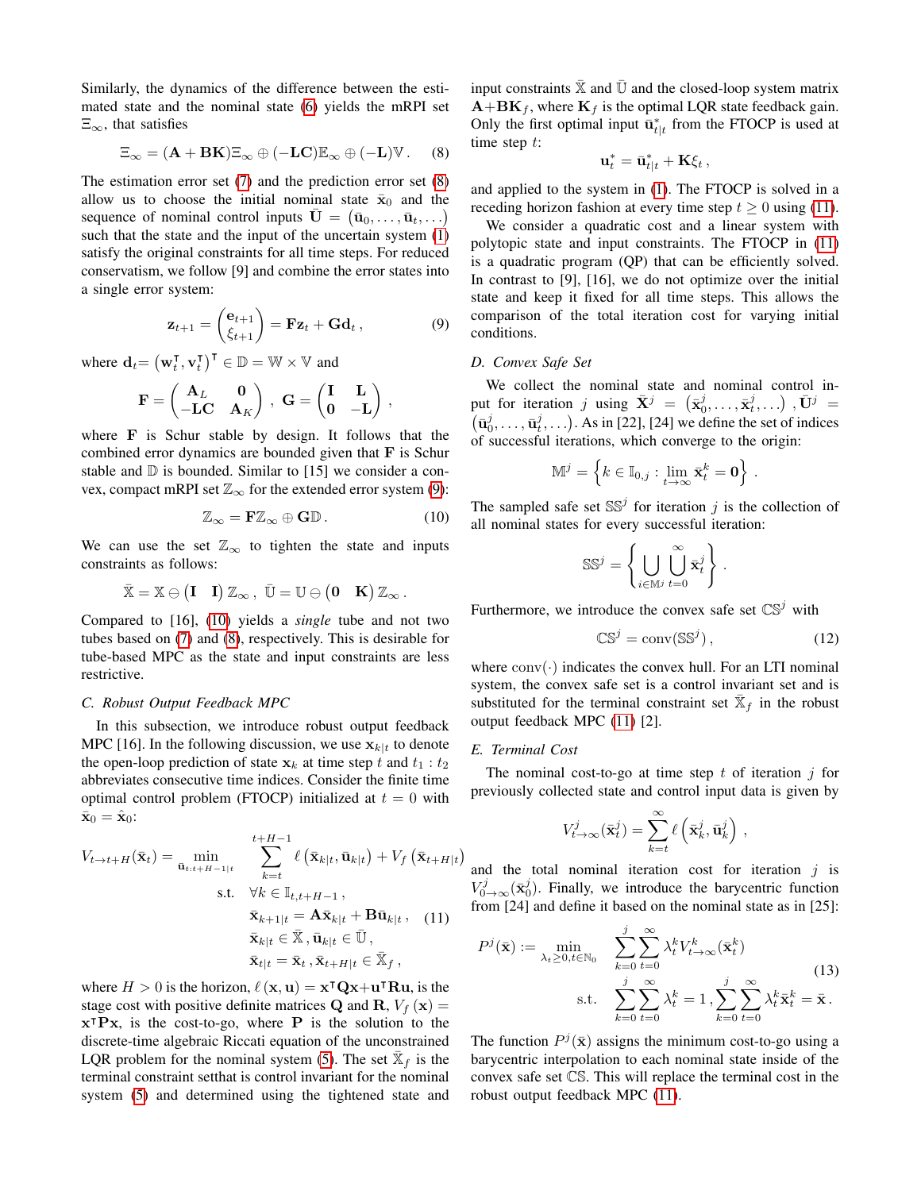Similarly, the dynamics of the difference between the estimated state and the nominal state (6) yields the mRPI set $\Xi_\infty$, that satisfies

$$\Xi_\infty = (\mathbf{A}+\mathbf{B}\mathbf{K})\Xi_\infty \oplus (-\mathbf{L}\mathbf{C})\mathbb{E}_\infty \oplus (-\mathbf{L})\mathbb{V}\,. \quad (8)$$

The estimation error set (7) and the prediction error set (8) allow us to choose the initial nominal state $\bar{\mathbf{x}}_0$ and the sequence of nominal control inputs $\bar{\mathbf{U}} = \left(\bar{\mathbf{u}}_0, \ldots, \bar{\mathbf{u}}_t, \ldots\right)$ such that the state and the input of the uncertain system (1) satisfy the original constraints for all time steps. For reduced conservatism, we follow [9] and combine the error states into a single error system:

$$\mathbf{z}_{t+1} = \begin{pmatrix} \mathbf{e}_{t+1} \\ \xi_{t+1} \end{pmatrix} = \mathbf{F}\mathbf{z}_t + \mathbf{G}\mathbf{d}_t\,, \quad (9)$$

where $\mathbf{d}_t = \left(\mathbf{w}_t^\intercal, \mathbf{v}_t^\intercal\right)^\intercal \in \mathbb{D} = \mathbb{W}\times\mathbb{V}$ and

$$\mathbf{F} = \begin{pmatrix} \mathbf{A}_L & \mathbf{0} \\ -\mathbf{L}\mathbf{C} & \mathbf{A}_K \end{pmatrix}\,,\ \mathbf{G} = \begin{pmatrix} \mathbf{I} & \mathbf{L} \\ \mathbf{0} & -\mathbf{L} \end{pmatrix}\,,$$

where $\mathbf{F}$ is Schur stable by design. It follows that the combined error dynamics are bounded given that $\mathbf{F}$ is Schur stable and $\mathbb{D}$ is bounded. Similar to [15] we consider a convex, compact mRPI set $\mathbb{Z}_\infty$ for the extended error system (9):

$$\mathbb{Z}_\infty = \mathbf{F}\mathbb{Z}_\infty \oplus \mathbf{G}\mathbb{D}\,. \quad (10)$$

We can use the set $\mathbb{Z}_\infty$ to tighten the state and inputs constraints as follows:

$$\bar{\mathbb{X}} = \mathbb{X} \ominus \begin{pmatrix}\mathbf{I} & \mathbf{I}\end{pmatrix}\mathbb{Z}_\infty\,,\ \bar{\mathbb{U}} = \mathbb{U} \ominus \begin{pmatrix}\mathbf{0} & \mathbf{K}\end{pmatrix}\mathbb{Z}_\infty\,.$$

Compared to [16], (10) yields a *single* tube and not two tubes based on (7) and (8), respectively. This is desirable for tube-based MPC as the state and input constraints are less restrictive.

### C. Robust Output Feedback MPC

In this subsection, we introduce robust output feedback MPC [16]. In the following discussion, we use $\mathbf{x}_{k|t}$ to denote the open-loop prediction of state $\mathbf{x}_k$ at time step $t$ and $t_1 : t_2$ abbreviates consecutive time indices. Consider the finite time optimal control problem (FTOCP) initialized at $t = 0$ with $\bar{\mathbf{x}}_0 = \hat{\mathbf{x}}_0$:

$$\begin{aligned} V_{t\to t+H}(\bar{\mathbf{x}}_t) = \min_{\bar{\mathbf{u}}_{t:t+H-1|t}} \quad & \sum_{k=t}^{t+H-1} \ell\left(\bar{\mathbf{x}}_{k|t}, \bar{\mathbf{u}}_{k|t}\right) + V_f\left(\bar{\mathbf{x}}_{t+H|t}\right) \\ \text{s.t.} \quad & \forall k \in \mathbb{I}_{t,t+H-1}\,, \\ & \bar{\mathbf{x}}_{k+1|t} = \mathbf{A}\bar{\mathbf{x}}_{k|t} + \mathbf{B}\bar{\mathbf{u}}_{k|t}\,, \\ & \bar{\mathbf{x}}_{k|t} \in \bar{\mathbb{X}}\,, \bar{\mathbf{u}}_{k|t} \in \bar{\mathbb{U}}\,, \\ & \bar{\mathbf{x}}_{t|t} = \bar{\mathbf{x}}_t\,, \bar{\mathbf{x}}_{t+H|t} \in \bar{\mathbb{X}}_f\,, \end{aligned} \quad (11)$$

where $H > 0$ is the horizon, $\ell(\mathbf{x}, \mathbf{u}) = \mathbf{x}^\intercal\mathbf{Q}\mathbf{x} + \mathbf{u}^\intercal\mathbf{R}\mathbf{u}$, is the stage cost with positive definite matrices $\mathbf{Q}$ and $\mathbf{R}$, $V_f(\mathbf{x}) = \mathbf{x}^\intercal\mathbf{P}\mathbf{x}$, is the cost-to-go, where $\mathbf{P}$ is the solution to the discrete-time algebraic Riccati equation of the unconstrained LQR problem for the nominal system (5). The set $\bar{\mathbb{X}}_f$ is the terminal constraint setthat is control invariant for the nominal system (5) and determined using the tightened state and input constraints $\bar{\mathbb{X}}$ and $\bar{\mathbb{U}}$ and the closed-loop system matrix $\mathbf{A}+\mathbf{B}\mathbf{K}_f$, where $\mathbf{K}_f$ is the optimal LQR state feedback gain. Only the first optimal input $\bar{\mathbf{u}}^*_{t|t}$ from the FTOCP is used at time step $t$:

$$\mathbf{u}^*_t = \bar{\mathbf{u}}^*_{t|t} + \mathbf{K}\xi_t\,,$$

and applied to the system in (1). The FTOCP is solved in a receding horizon fashion at every time step $t \geq 0$ using (11).

We consider a quadratic cost and a linear system with polytopic state and input constraints. The FTOCP in (11) is a quadratic program (QP) that can be efficiently solved. In contrast to [9], [16], we do not optimize over the initial state and keep it fixed for all time steps. This allows the comparison of the total iteration cost for varying initial conditions.

### D. Convex Safe Set

We collect the nominal state and nominal control input for iteration $j$ using $\bar{\mathbf{X}}^j = \left(\bar{\mathbf{x}}^j_0, \ldots, \bar{\mathbf{x}}^j_t, \ldots\right)$, $\bar{\mathbf{U}}^j = \left(\bar{\mathbf{u}}^j_0, \ldots, \bar{\mathbf{u}}^j_t, \ldots\right)$. As in [22], [24] we define the set of indices of successful iterations, which converge to the origin:

$$\mathbb{M}^j = \left\{k \in \mathbb{I}_{0,j} : \lim_{t\to\infty} \bar{\mathbf{x}}^k_t = \mathbf{0}\right\}\,.$$

The sampled safe set $\mathbb{SS}^j$ for iteration $j$ is the collection of all nominal states for every successful iteration:

$$\mathbb{SS}^j = \left\{\bigcup_{i\in\mathbb{M}^j}\bigcup_{t=0}^{\infty} \bar{\mathbf{x}}^j_t\right\}\,.$$

Furthermore, we introduce the convex safe set $\mathbb{CS}^j$ with

$$\mathbb{CS}^j = \operatorname{conv}(\mathbb{SS}^j)\,, \quad (12)$$

where $\operatorname{conv}(\cdot)$ indicates the convex hull. For an LTI nominal system, the convex safe set is a control invariant set and is substituted for the terminal constraint set $\bar{\mathbb{X}}_f$ in the robust output feedback MPC (11) [2].

### E. Terminal Cost

The nominal cost-to-go at time step $t$ of iteration $j$ for previously collected state and control input data is given by

$$V^j_{t\to\infty}(\bar{\mathbf{x}}^j_t) = \sum_{k=t}^{\infty} \ell\left(\bar{\mathbf{x}}^j_k, \bar{\mathbf{u}}^j_k\right)\,,$$

and the total nominal iteration cost for iteration $j$ is $V^j_{0\to\infty}(\bar{\mathbf{x}}^j_0)$. Finally, we introduce the barycentric function from [24] and define it based on the nominal state as in [25]:

$$\begin{aligned} P^j(\bar{\mathbf{x}}) := \min_{\lambda_t \geq 0, t\in\mathbb{N}_0} \quad & \sum_{k=0}^{j}\sum_{t=0}^{\infty} \lambda^k_t V^k_{t\to\infty}(\bar{\mathbf{x}}^k_t) \\ \text{s.t.} \quad & \sum_{k=0}^{j}\sum_{t=0}^{\infty} \lambda^k_t = 1\,, \sum_{k=0}^{j}\sum_{t=0}^{\infty} \lambda^k_t \bar{\mathbf{x}}^k_t = \bar{\mathbf{x}}\,. \end{aligned} \quad (13)$$

The function $P^j(\bar{\mathbf{x}})$ assigns the minimum cost-to-go using a barycentric interpolation to each nominal state inside of the convex safe set $\mathbb{CS}$. This will replace the terminal cost in the robust output feedback MPC (11).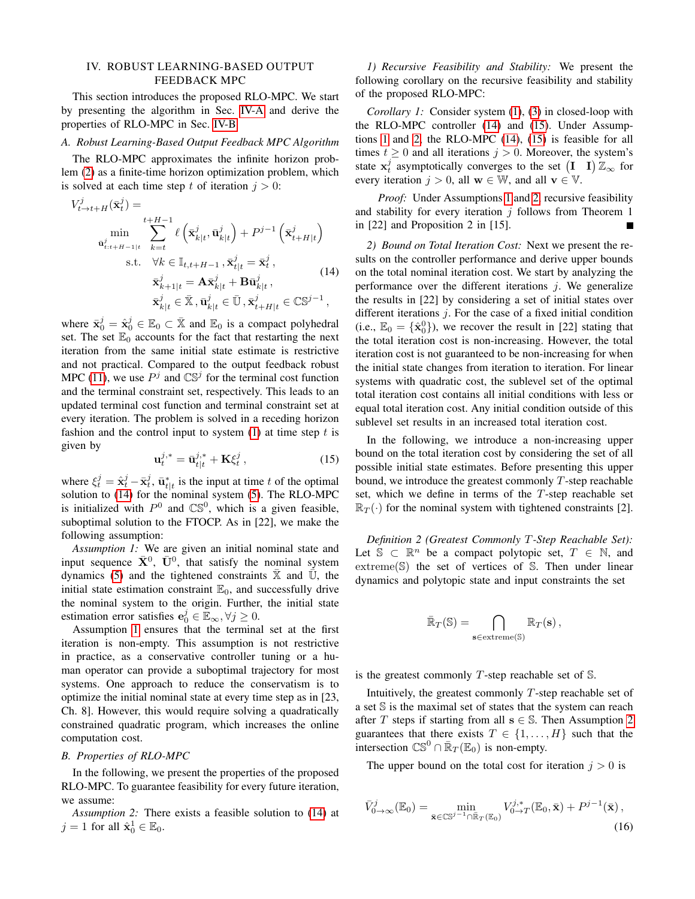## IV. ROBUST LEARNING-BASED OUTPUT FEEDBACK MPC

This section introduces the proposed RLO-MPC. We start by presenting the algorithm in Sec. IV-A and derive the properties of RLO-MPC in Sec. IV-B.

### A. Robust Learning-Based Output Feedback MPC Algorithm

The RLO-MPC approximates the infinite horizon problem (2) as a finite-time horizon optimization problem, which is solved at each time step $t$ of iteration $j > 0$:

$$
\begin{aligned}
V^j_{t \to t+H}(\bar{\mathbf{x}}^j_t) = \\
\min_{\bar{\mathbf{u}}^j_{t:t+H-1|t}} \; & \sum_{k=t}^{t+H-1} \ell\left(\bar{\mathbf{x}}^j_{k|t}, \bar{\mathbf{u}}^j_{k|t}\right) + P^{j-1}\left(\bar{\mathbf{x}}^j_{t+H|t}\right) \\
\text{s.t.} \quad & \forall k \in \mathbb{I}_{t,t+H-1}, \bar{\mathbf{x}}^j_{t|t} = \bar{\mathbf{x}}^j_t, \\
& \bar{\mathbf{x}}^j_{k+1|t} = \mathbf{A}\bar{\mathbf{x}}^j_{k|t} + \mathbf{B}\bar{\mathbf{u}}^j_{k|t}, \\
& \bar{\mathbf{x}}^j_{k|t} \in \bar{\mathbb{X}}, \bar{\mathbf{u}}^j_{k|t} \in \bar{\mathbb{U}}, \bar{\mathbf{x}}^j_{t+H|t} \in \mathbb{CS}^{j-1},
\end{aligned}
\tag{14}
$$

where $\bar{\mathbf{x}}^j_0 = \hat{\mathbf{x}}^j_0 \in \mathbb{E}_0 \subset \bar{\mathbb{X}}$ and $\mathbb{E}_0$ is a compact polyhedral set. The set $\mathbb{E}_0$ accounts for the fact that restarting the next iteration from the same initial state estimate is restrictive and not practical. Compared to the output feedback robust MPC (11), we use $P^j$ and $\mathbb{CS}^j$ for the terminal cost function and the terminal constraint set, respectively. This leads to an updated terminal cost function and terminal constraint set at every iteration. The problem is solved in a receding horizon fashion and the control input to system (1) at time step $t$ is given by

$$
\mathbf{u}^{j,*}_t = \bar{\mathbf{u}}^{j,*}_{t|t} + \mathbf{K}\xi^j_t, \tag{15}
$$

where $\xi^j_t = \hat{\mathbf{x}}^j_t - \bar{\mathbf{x}}^j_t$, $\bar{\mathbf{u}}^*_{t|t}$ is the input at time $t$ of the optimal solution to (14) for the nominal system (5). The RLO-MPC is initialized with $P^0$ and $\mathbb{CS}^0$, which is a given feasible, suboptimal solution to the FTOCP. As in [22], we make the following assumption:

*Assumption 1:* We are given an initial nominal state and input sequence $\bar{\mathbf{X}}^0$, $\bar{\mathbf{U}}^0$, that satisfy the nominal system dynamics (5) and the tightened constraints $\bar{\mathbb{X}}$ and $\bar{\mathbb{U}}$, the initial state estimation constraint $\mathbb{E}_0$, and successfully drive the nominal system to the origin. Further, the initial state estimation error satisfies $\mathbf{e}^j_0 \in \mathbb{E}_\infty, \forall j \geq 0$.

Assumption 1 ensures that the terminal set at the first iteration is non-empty. This assumption is not restrictive in practice, as a conservative controller tuning or a human operator can provide a suboptimal trajectory for most systems. One approach to reduce the conservatism is to optimize the initial nominal state at every time step as in [23, Ch. 8]. However, this would require solving a quadratically constrained quadratic program, which increases the online computation cost.

### B. Properties of RLO-MPC

In the following, we present the properties of the proposed RLO-MPC. To guarantee feasibility for every future iteration, we assume:

*Assumption 2:* There exists a feasible solution to (14) at $j = 1$ for all $\hat{\mathbf{x}}^1_0 \in \mathbb{E}_0$.

#### 1) Recursive Feasibility and Stability:

We present the following corollary on the recursive feasibility and stability of the proposed RLO-MPC:

*Corollary 1:* Consider system (1), (3) in closed-loop with the RLO-MPC controller (14) and (15). Under Assumptions 1 and 2, the RLO-MPC (14), (15) is feasible for all times $t \geq 0$ and all iterations $j > 0$. Moreover, the system's state $\mathbf{x}^j_t$ asymptotically converges to the set $\begin{pmatrix}\mathbf{I} & \mathbf{I}\end{pmatrix}\mathbb{Z}_\infty$ for every iteration $j > 0$, all $\mathbf{w} \in \mathbb{W}$, and all $\mathbf{v} \in \mathbb{V}$.

*Proof:* Under Assumptions 1 and 2, recursive feasibility and stability for every iteration $j$ follows from Theorem 1 in [22] and Proposition 2 in [15]. ∎

#### 2) Bound on Total Iteration Cost:

Next we present the results on the controller performance and derive upper bounds on the total nominal iteration cost. We start by analyzing the performance over the different iterations $j$. We generalize the results in [22] by considering a set of initial states over different iterations $j$. For the case of a fixed initial condition (i.e., $\mathbb{E}_0 = \{\hat{\mathbf{x}}^0_0\}$), we recover the result in [22] stating that the total iteration cost is non-increasing. However, the total iteration cost is not guaranteed to be non-increasing for when the initial state changes from iteration to iteration. For linear systems with quadratic cost, the sublevel set of the optimal total iteration cost contains all initial conditions with less or equal total iteration cost. Any initial condition outside of this sublevel set results in an increased total iteration cost.

In the following, we introduce a non-increasing upper bound on the total iteration cost by considering the set of all possible initial state estimates. Before presenting this upper bound, we introduce the greatest commonly $T$-step reachable set, which we define in terms of the $T$-step reachable set $\mathbb{R}_T(\cdot)$ for the nominal system with tightened constraints [2].

*Definition 2 (Greatest Commonly $T$-Step Reachable Set):* Let $\mathbb{S} \subset \mathbb{R}^n$ be a compact polytopic set, $T \in \mathbb{N}$, and $\text{extreme}(\mathbb{S})$ the set of vertices of $\mathbb{S}$. Then under linear dynamics and polytopic state and input constraints the set

$$
\bar{\mathbb{R}}_T(\mathbb{S}) = \bigcap_{\mathbf{s} \in \text{extreme}(\mathbb{S})} \mathbb{R}_T(\mathbf{s}),
$$

is the greatest commonly $T$-step reachable set of $\mathbb{S}$.

Intuitively, the greatest commonly $T$-step reachable set of a set $\mathbb{S}$ is the maximal set of states that the system can reach after $T$ steps if starting from all $\mathbf{s} \in \mathbb{S}$. Then Assumption 2 guarantees that there exists $T \in \{1, \ldots, H\}$ such that the intersection $\mathbb{CS}^0 \cap \bar{\mathbb{R}}_T(\mathbb{E}_0)$ is non-empty.

The upper bound on the total cost for iteration $j > 0$ is

$$
\bar{V}^j_{0 \to \infty}(\mathbb{E}_0) = \min_{\bar{\mathbf{x}} \in \mathbb{CS}^{j-1} \cap \bar{\mathbb{R}}_T(\mathbb{E}_0)} V^{j,*}_{0 \to T}(\mathbb{E}_0, \bar{\mathbf{x}}) + P^{j-1}(\bar{\mathbf{x}}), \tag{16}
$$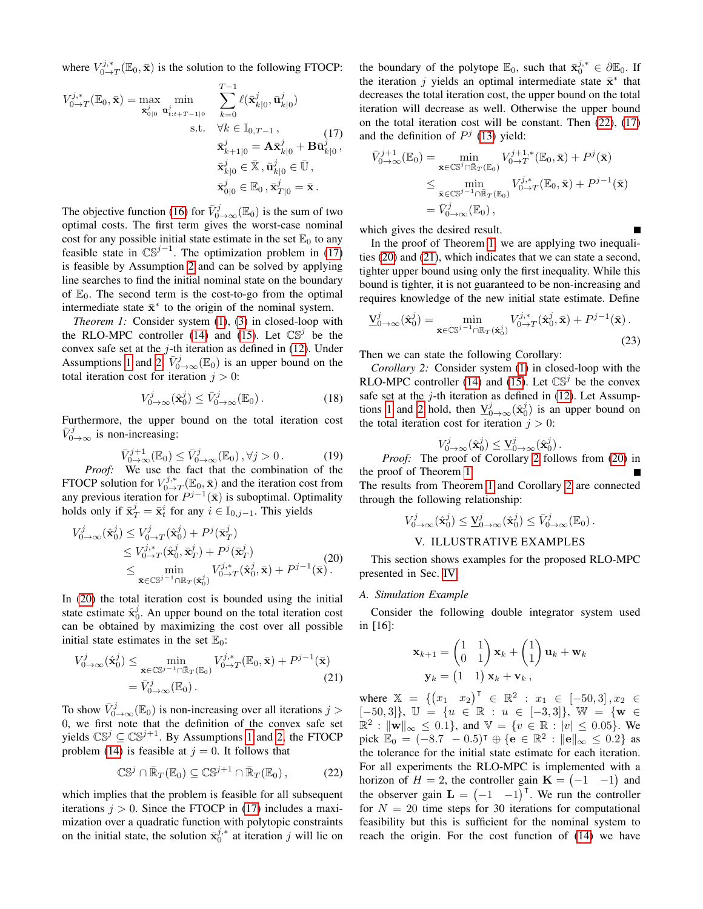where $V^{j,*}_{0\to T}(\mathbb{E}_0, \bar{\mathbf{x}})$ is the solution to the following FTOCP:

$$
\begin{aligned}
V^{j,*}_{0\to T}(\mathbb{E}_0, \bar{\mathbf{x}}) = \max_{\bar{\mathbf{x}}^j_{0|0}} \min_{\bar{\mathbf{u}}^j_{t:t+T-1|0}} \quad & \sum_{k=0}^{T-1} \ell(\bar{\mathbf{x}}^j_{k|0}, \bar{\mathbf{u}}^j_{k|0}) \\
\text{s.t.} \quad & \forall k \in \mathbb{I}_{0,T-1}\,, \\
& \bar{\mathbf{x}}^j_{k+1|0} = \mathbf{A}\bar{\mathbf{x}}^j_{k|0} + \mathbf{B}\bar{\mathbf{u}}^j_{k|0}\,, \\
& \bar{\mathbf{x}}^j_{k|0} \in \bar{\mathbb{X}}\,, \bar{\mathbf{u}}^j_{k|0} \in \bar{\mathbb{U}}\,, \\
& \bar{\mathbf{x}}^j_{0|0} \in \mathbb{E}_0\,, \bar{\mathbf{x}}^j_{T|0} = \bar{\mathbf{x}}\,.
\end{aligned} \tag{17}
$$

The objective function (16) for $\bar{V}^j_{0\to\infty}(\mathbb{E}_0)$ is the sum of two optimal costs. The first term gives the worst-case nominal cost for any possible initial state estimate in the set $\mathbb{E}_0$ to any feasible state in $\mathbb{CS}^{j-1}$. The optimization problem in (17) is feasible by Assumption 2 and can be solved by applying line searches to find the initial nominal state on the boundary of $\mathbb{E}_0$. The second term is the cost-to-go from the optimal intermediate state $\bar{\mathbf{x}}^*$ to the origin of the nominal system.

*Theorem 1:* Consider system (1), (3) in closed-loop with the RLO-MPC controller (14) and (15). Let $\mathbb{CS}^j$ be the convex safe set at the $j$-th iteration as defined in (12). Under Assumptions 1 and 2, $\bar{V}^j_{0\to\infty}(\mathbb{E}_0)$ is an upper bound on the total iteration cost for iteration $j > 0$:

$$
V^j_{0\to\infty}(\hat{\mathbf{x}}^j_0) \le \bar{V}^j_{0\to\infty}(\mathbb{E}_0)\,. \tag{18}
$$

Furthermore, the upper bound on the total iteration cost $\bar{V}^j_{0\to\infty}$ is non-increasing:

$$
\bar{V}^{j+1}_{0\to\infty}(\mathbb{E}_0) \le \bar{V}^j_{0\to\infty}(\mathbb{E}_0)\,, \forall j > 0\,. \tag{19}
$$

*Proof:* We use the fact that the combination of the FTOCP solution for $V^{j,*}_{0\to T}(\mathbb{E}_0, \bar{\mathbf{x}})$ and the iteration cost from any previous iteration $P^{j-1}(\bar{\mathbf{x}})$ is suboptimal. Optimality holds only if $\bar{\mathbf{x}}^j_T = \bar{\mathbf{x}}^i_t$ for any $i \in \mathbb{I}_{0,j-1}$. This yields

$$
\begin{aligned}
V^j_{0\to\infty}(\hat{\mathbf{x}}^j_0) &\le V^j_{0\to T}(\hat{\mathbf{x}}^j_0) + P^j(\bar{\mathbf{x}}^j_T) \\
&\le V^{j,*}_{0\to T}(\hat{\mathbf{x}}^j_0, \bar{\mathbf{x}}^j_T) + P^j(\bar{\mathbf{x}}^j_T) \\
&\le \min_{\bar{\mathbf{x}} \in \mathbb{CS}^{j-1} \cap \mathbb{R}_T(\hat{\mathbf{x}}^j_0)} V^{j,*}_{0\to T}(\hat{\mathbf{x}}^j_0, \bar{\mathbf{x}}) + P^{j-1}(\bar{\mathbf{x}})\,.
\end{aligned} \tag{20}
$$

In (20) the total iteration cost is bounded using the initial state estimate $\hat{\mathbf{x}}^j_0$. An upper bound on the total iteration cost can be obtained by maximizing the cost over all possible initial state estimates in the set $\mathbb{E}_0$:

$$
\begin{aligned}
V^j_{0\to\infty}(\hat{\mathbf{x}}^j_0) &\le \min_{\bar{\mathbf{x}} \in \mathbb{CS}^{j-1} \cap \mathbb{R}_T(\mathbb{E}_0)} V^{j,*}_{0\to T}(\mathbb{E}_0, \bar{\mathbf{x}}) + P^{j-1}(\bar{\mathbf{x}}) \\
&= \bar{V}^j_{0\to\infty}(\mathbb{E}_0)\,.
\end{aligned} \tag{21}
$$

To show $\bar{V}^j_{0\to\infty}(\mathbb{E}_0)$ is non-increasing over all iterations $j > 0$, we first note that the definition of the convex safe set yields $\mathbb{CS}^j \subseteq \mathbb{CS}^{j+1}$. By Assumptions 1 and 2, the FTOCP problem (14) is feasible at $j = 0$. It follows that

$$
\mathbb{CS}^j \cap \mathbb{R}_T(\mathbb{E}_0) \subseteq \mathbb{CS}^{j+1} \cap \mathbb{R}_T(\mathbb{E}_0)\,, \tag{22}
$$

which implies that the problem is feasible for all subsequent iterations $j > 0$. Since the FTOCP in (17) includes a maximization over a quadratic function with polytopic constraints on the initial state, the solution $\bar{\mathbf{x}}^{j,*}_0$ at iteration $j$ will lie on the boundary of the polytope $\mathbb{E}_0$, such that $\bar{\mathbf{x}}^{j,*}_0 \in \partial\mathbb{E}_0$. If the iteration $j$ yields an optimal intermediate state $\bar{\mathbf{x}}^*$ that decreases the total iteration cost, the upper bound on the total iteration will decrease as well. Otherwise the upper bound on the total iteration cost will be constant. Then (22), (17) and the definition of $P^j$ (13) yield:

$$
\begin{aligned}
\bar{V}^{j+1}_{0\to\infty}(\mathbb{E}_0) &= \min_{\bar{\mathbf{x}} \in \mathbb{CS}^j \cap \mathbb{R}_T(\mathbb{E}_0)} V^{j+1,*}_{0\to T}(\mathbb{E}_0, \bar{\mathbf{x}}) + P^j(\bar{\mathbf{x}}) \\
&\le \min_{\bar{\mathbf{x}} \in \mathbb{CS}^{j-1} \cap \mathbb{R}_T(\mathbb{E}_0)} V^{j,*}_{0\to T}(\mathbb{E}_0, \bar{\mathbf{x}}) + P^{j-1}(\bar{\mathbf{x}}) \\
&= \bar{V}^j_{0\to\infty}(\mathbb{E}_0)\,,
\end{aligned}
$$

which gives the desired result. ■

In the proof of Theorem 1, we are applying two inequalities (20) and (21), which indicates that we can state a second, tighter upper bound using only the first inequality. While this bound is tighter, it is not guaranteed to be non-increasing and requires knowledge of the new initial state estimate. Define

$$
\underline{V}^j_{0\to\infty}(\hat{\mathbf{x}}^j_0) = \min_{\bar{\mathbf{x}} \in \mathbb{CS}^{j-1} \cap \mathbb{R}_T(\hat{\mathbf{x}}^j_0)} V^{j,*}_{0\to T}(\hat{\mathbf{x}}^j_0, \bar{\mathbf{x}}) + P^{j-1}(\bar{\mathbf{x}})\,. \tag{23}
$$

Then we can state the following Corollary:

*Corollary 2:* Consider system (1) in closed-loop with the RLO-MPC controller (14) and (15). Let $\mathbb{CS}^j$ be the convex safe set at the $j$-th iteration as defined in (12). Let Assumptions 1 and 2 hold, then $\underline{V}^j_{0\to\infty}(\hat{\mathbf{x}}^j_0)$ is an upper bound on the total iteration cost for iteration $j > 0$:

$$
V^j_{0\to\infty}(\hat{\mathbf{x}}^j_0) \le \underline{V}^j_{0\to\infty}(\hat{\mathbf{x}}^j_0)\,.
$$

*Proof:* The proof of Corollary 2 follows from (20) in the proof of Theorem 1. ■

The results from Theorem 1 and Corollary 2 are connected through the following relationship:

$$
V^j_{0\to\infty}(\hat{\mathbf{x}}^j_0) \le \underline{V}^j_{0\to\infty}(\hat{\mathbf{x}}^j_0) \le \bar{V}^j_{0\to\infty}(\mathbb{E}_0)\,.
$$

## V. ILLUSTRATIVE EXAMPLES

This section shows examples for the proposed RLO-MPC presented in Sec. IV.

### A. Simulation Example

Consider the following double integrator system used in [16]:

$$
\begin{aligned}
\mathbf{x}_{k+1} &= \begin{pmatrix} 1 & 1 \\ 0 & 1 \end{pmatrix} \mathbf{x}_k + \begin{pmatrix} 1 \\ 1 \end{pmatrix} \mathbf{u}_k + \mathbf{w}_k \\
\mathbf{y}_k &= \begin{pmatrix} 1 & 1 \end{pmatrix} \mathbf{x}_k + \mathbf{v}_k\,,
\end{aligned}
$$

where $\mathbb{X} = \{(x_1 \quad x_2)^\intercal \in \mathbb{R}^2 : x_1 \in [-50, 3], x_2 \in [-50, 3]\}$, $\mathbb{U} = \{u \in \mathbb{R} : u \in [-3, 3]\}$, $\mathbb{W} = \{\mathbf{w} \in \mathbb{R}^2 : \|\mathbf{w}\|_\infty \le 0.1\}$, and $\mathbb{V} = \{v \in \mathbb{R} : |v| \le 0.05\}$. We pick $\mathbb{E}_0 = (-8.7 \quad -0.5)^\intercal \oplus \{\mathbf{e} \in \mathbb{R}^2 : \|\mathbf{e}\|_\infty \le 0.2\}$ as the tolerance for the initial state estimate for each iteration. For all experiments the RLO-MPC is implemented with a horizon of $H = 2$, the controller gain $\mathbf{K} = \begin{pmatrix} -1 & -1 \end{pmatrix}$ and the observer gain $\mathbf{L} = \begin{pmatrix} -1 & -1 \end{pmatrix}^\intercal$. We run the controller for $N = 20$ time steps for 30 iterations for computational feasibility but this is sufficient for the nominal system to reach the origin. For the cost function of (14) we have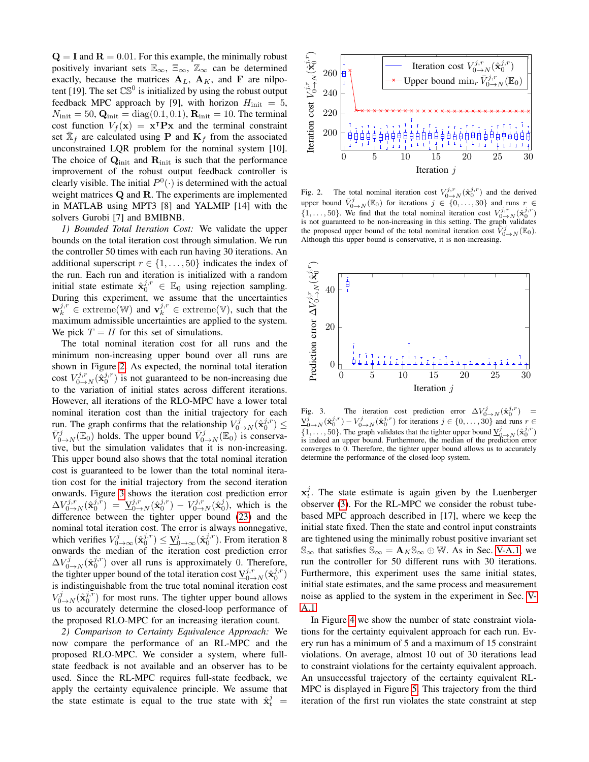$\mathbf{Q} = \mathbf{I}$ and $\mathbf{R} = 0.01$. For this example, the minimally robust positively invariant sets $\mathbb{E}_\infty$, $\Xi_\infty$, $\mathbb{Z}_\infty$ can be determined exactly, because the matrices $\mathbf{A}_L$, $\mathbf{A}_K$, and $\mathbf{F}$ are nilpotent [19]. The set $\mathbb{CS}^0$ is initialized by using the robust output feedback MPC approach by [9], with horizon $H_{\text{init}} = 5$, $N_{\text{init}} = 50$, $\mathbf{Q}_{\text{init}} = \text{diag}(0.1, 0.1)$, $\mathbf{R}_{\text{init}} = 10$. The terminal cost function $V_f(\mathbf{x}) = \mathbf{x}^\intercal \mathbf{P} \mathbf{x}$ and the terminal constraint set $\bar{\mathbb{X}}_f$ are calculated using $\mathbf{P}$ and $\mathbf{K}_f$ from the associated unconstrained LQR problem for the nominal system [10]. The choice of $\mathbf{Q}_{\text{init}}$ and $\mathbf{R}_{\text{init}}$ is such that the performance improvement of the robust output feedback controller is clearly visible. The initial $P^0(\cdot)$ is determined with the actual weight matrices $\mathbf{Q}$ and $\mathbf{R}$. The experiments are implemented in MATLAB using MPT3 [8] and YALMIP [14] with the solvers Gurobi [7] and BMIBNB.

*1) Bounded Total Iteration Cost:* We validate the upper bounds on the total iteration cost through simulation. We run the controller 50 times with each run having 30 iterations. An additional superscript $r \in \{1, \ldots, 50\}$ indicates the index of the run. Each run and iteration is initialized with a random initial state estimate $\hat{\mathbf{x}}_0^{j,r} \in \mathbb{E}_0$ using rejection sampling. During this experiment, we assume that the uncertainties $\mathbf{w}_k^{j,r} \in \text{extreme}(\mathbb{W})$ and $\mathbf{v}_k^{j,r} \in \text{extreme}(\mathbb{V})$, such that the maximum admissible uncertainties are applied to the system. We pick $T = H$ for this set of simulations.

The total nominal iteration cost for all runs and the minimum non-increasing upper bound over all runs are shown in Figure 2. As expected, the nominal total iteration cost $V_{0\to N}^{j,r}(\hat{\mathbf{x}}_0^{j,r})$ is not guaranteed to be non-increasing due to the variation of initial states across different iterations. However, all iterations of the RLO-MPC have a lower total nominal iteration cost than the initial trajectory for each run. The graph confirms that the relationship $V_{0\to N}^{j,r}(\hat{\mathbf{x}}_0^{j,r}) \leq \bar{V}_{0\to N}^{j}(\mathbb{E}_0)$ holds. The upper bound $\bar{V}_{0\to N}^{j}(\mathbb{E}_0)$ is conservative, but the simulation validates that it is non-increasing. This upper bound also shows that the total nominal iteration cost is guaranteed to be lower than the total nominal iteration cost for the initial trajectory from the second iteration onwards. Figure 3 shows the iteration cost prediction error $\Delta V_{0\to N}^{j,r}(\hat{\mathbf{x}}_0^{j,r}) = \underline{V}_{0\to N}^{j,r}(\hat{\mathbf{x}}_0^{j,r}) - V_{0\to N}^{j,r}(\hat{\mathbf{x}}_0^{j})$, which is the difference between the tighter upper bound (23) and the nominal total iteration cost. The error is always nonnegative, which verifies $V_{0\to\infty}^{j}(\hat{\mathbf{x}}_0^{j,r}) \leq \underline{V}_{0\to\infty}^{j}(\hat{\mathbf{x}}_0^{j,r})$. From iteration 8 onwards the median of the iteration cost prediction error $\Delta V_{0\to N}^{j}(\hat{\mathbf{x}}_0^{j,r})$ over all runs is approximately 0. Therefore, the tighter upper bound of the total iteration cost $\underline{V}_{0\to N}^{j,r}(\hat{\mathbf{x}}_0^{j,r})$ is indistinguishable from the true total nominal iteration cost $V_{0\to N}^{j}(\hat{\mathbf{x}}_0^{j,r})$ for most runs. The tighter upper bound allows us to accurately determine the closed-loop performance of the proposed RLO-MPC for an increasing iteration count.

*2) Comparison to Certainty Equivalence Approach:* We now compare the performance of an RL-MPC and the proposed RLO-MPC. We consider a system, where full-state feedback is not available and an observer has to be used. Since the RL-MPC requires full-state feedback, we apply the certainty equivalence principle. We assume that the state estimate is equal to the true state with $\hat{\mathbf{x}}_t^j = \mathbf{x}_t^j$. The state estimate is again given by the Luenberger observer (3). For the RL-MPC we consider the robust tube-based MPC approach described in [17], where we keep the initial state fixed. Then the state and control input constraints are tightened using the minimally robust positive invariant set $\mathbb{S}_\infty$ that satisfies $\mathbb{S}_\infty = \mathbf{A}_K \mathbb{S}_\infty \oplus \mathbb{W}$. As in Sec. V-A.1, we run the controller for 50 different runs with 30 iterations. Furthermore, this experiment uses the same initial states, initial state estimates, and the same process and measurement noise as applied to the system in the experiment in Sec. V-A.1.

In Figure 4 we show the number of state constraint violations for the certainty equivalent approach for each run. Every run has a minimum of 5 and a maximum of 15 constraint violations. On average, almost 10 out of 30 iterations lead to constraint violations for the certainty equivalent approach. An unsuccessful trajectory of the certainty equivalent RL-MPC is displayed in Figure 5. This trajectory from the third iteration of the first run violates the state constraint at step

Fig. 2. The total nominal iteration cost $V_{0\to N}^{j,r}(\hat{\mathbf{x}}_0^{j,r})$ and the derived upper bound $\bar{V}_{0\to N}^{j}(\mathbb{E}_0)$ for iterations $j \in \{0, \ldots, 30\}$ and runs $r \in \{1, \ldots, 50\}$. We find that the total nominal iteration cost $V_{0\to N}^{j,r}(\hat{\mathbf{x}}_0^{j,r})$ is not guaranteed to be non-increasing in this setting. The graph validates the proposed upper bound of the total nominal iteration cost $\bar{V}_{0\to N}^{j}(\mathbb{E}_0)$. Although this upper bound is conservative, it is non-increasing.

Fig. 3. The iteration cost prediction error $\Delta V_{0\to N}^{j}(\hat{\mathbf{x}}_0^{j,r}) = \underline{V}_{0\to N}^{j}(\hat{\mathbf{x}}_0^{j,r}) - V_{0\to N}^{j}(\hat{\mathbf{x}}_0^{j,r})$ for iterations $j \in \{0, \ldots, 30\}$ and runs $r \in \{1, \ldots, 50\}$. The graph validates that the tighter upper bound $\underline{V}_{0\to N}^{j}(\hat{\mathbf{x}}_0^{j,r})$ is indeed an upper bound. Furthermore, the median of the prediction error converges to 0. Therefore, the tighter upper bound allows us to accurately determine the performance of the closed-loop system.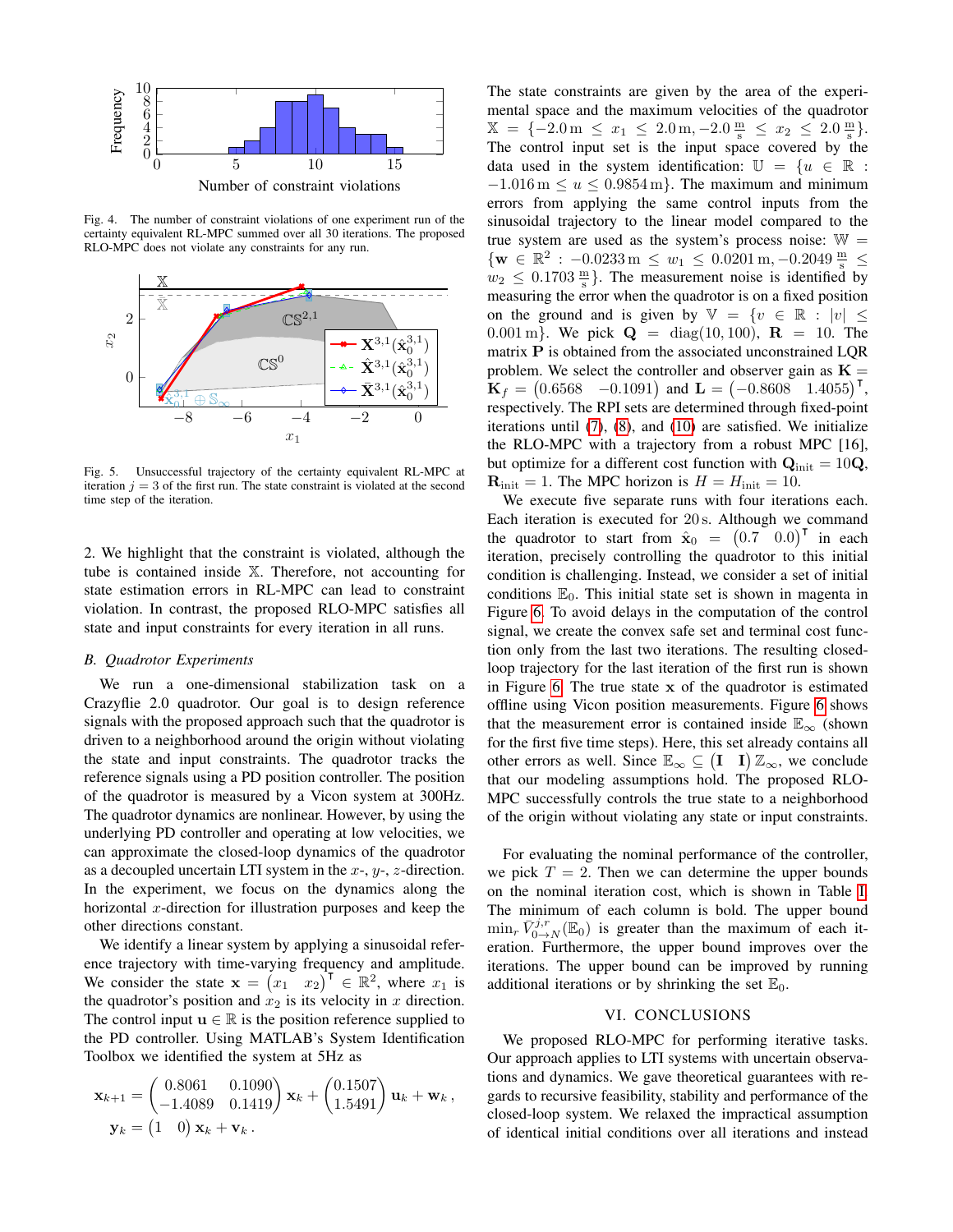Fig. 4. The number of constraint violations of one experiment run of the certainty equivalent RL-MPC summed over all 30 iterations. The proposed RLO-MPC does not violate any constraints for any run.

Fig. 5. Unsuccessful trajectory of the certainty equivalent RL-MPC at iteration $j = 3$ of the first run. The state constraint is violated at the second time step of the iteration.

2. We highlight that the constraint is violated, although the tube is contained inside $\mathbb{X}$. Therefore, not accounting for state estimation errors in RL-MPC can lead to constraint violation. In contrast, the proposed RLO-MPC satisfies all state and input constraints for every iteration in all runs.

## B. Quadrotor Experiments

We run a one-dimensional stabilization task on a Crazyflie 2.0 quadrotor. Our goal is to design reference signals with the proposed approach such that the quadrotor is driven to a neighborhood around the origin without violating the state and input constraints. The quadrotor tracks the reference signals using a PD position controller. The position of the quadrotor is measured by a Vicon system at 300Hz. The quadrotor dynamics are nonlinear. However, by using the underlying PD controller and operating at low velocities, we can approximate the closed-loop dynamics of the quadrotor as a decoupled uncertain LTI system in the $x$-, $y$-, $z$-direction. In the experiment, we focus on the dynamics along the horizontal $x$-direction for illustration purposes and keep the other directions constant.

We identify a linear system by applying a sinusoidal reference trajectory with time-varying frequency and amplitude. We consider the state $\mathbf{x} = \begin{pmatrix} x_1 & x_2 \end{pmatrix}^\intercal \in \mathbb{R}^2$, where $x_1$ is the quadrotor's position and $x_2$ is its velocity in $x$ direction. The control input $\mathbf{u} \in \mathbb{R}$ is the position reference supplied to the PD controller. Using MATLAB's System Identification Toolbox we identified the system at 5Hz as

$$
\mathbf{x}_{k+1} = \begin{pmatrix} 0.8061 & 0.1090 \\ -1.4089 & 0.1419 \end{pmatrix} \mathbf{x}_k + \begin{pmatrix} 0.1507 \\ 1.5491 \end{pmatrix} \mathbf{u}_k + \mathbf{w}_k \,,
$$
$$
\mathbf{y}_k = \begin{pmatrix} 1 & 0 \end{pmatrix} \mathbf{x}_k + \mathbf{v}_k \,.
$$

The state constraints are given by the area of the experimental space and the maximum velocities of the quadrotor $\mathbb{X} = \{-2.0\,\mathrm{m} \leq x_1 \leq 2.0\,\mathrm{m}, -2.0\,\frac{\mathrm{m}}{\mathrm{s}} \leq x_2 \leq 2.0\,\frac{\mathrm{m}}{\mathrm{s}}\}$. The control input set is the input space covered by the data used in the system identification: $\mathbb{U} = \{u \in \mathbb{R} : -1.016\,\mathrm{m} \leq u \leq 0.9854\,\mathrm{m}\}$. The maximum and minimum errors from applying the same control inputs from the sinusoidal trajectory to the linear model compared to the true system are used as the system's process noise: $\mathbb{W} = \{\mathbf{w} \in \mathbb{R}^2 : -0.0233\,\mathrm{m} \leq w_1 \leq 0.0201\,\mathrm{m}, -0.2049\,\frac{\mathrm{m}}{\mathrm{s}} \leq w_2 \leq 0.1703\,\frac{\mathrm{m}}{\mathrm{s}}\}$. The measurement noise is identified by measuring the error when the quadrotor is on a fixed position on the ground and is given by $\mathbb{V} = \{v \in \mathbb{R} : |v| \leq 0.001\,\mathrm{m}\}$. We pick $\mathbf{Q} = \mathrm{diag}(10, 100)$, $\mathbf{R} = 10$. The matrix $\mathbf{P}$ is obtained from the associated unconstrained LQR problem. We select the controller and observer gain as $\mathbf{K} = \mathbf{K}_f = \begin{pmatrix} 0.6568 & -0.1091 \end{pmatrix}$ and $\mathbf{L} = \begin{pmatrix} -0.8608 & 1.4055 \end{pmatrix}^\intercal$, respectively. The RPI sets are determined through fixed-point iterations until (7), (8), and (10) are satisfied. We initialize the RLO-MPC with a trajectory from a robust MPC [16], but optimize for a different cost function with $\mathbf{Q}_{\mathrm{init}} = 10\mathbf{Q}$, $\mathbf{R}_{\mathrm{init}} = 1$. The MPC horizon is $H = H_{\mathrm{init}} = 10$.

We execute five separate runs with four iterations each. Each iteration is executed for 20 s. Although we command the quadrotor to start from $\hat{\mathbf{x}}_0 = \begin{pmatrix} 0.7 & 0.0 \end{pmatrix}^\intercal$ in each iteration, precisely controlling the quadrotor to this initial condition is challenging. Instead, we consider a set of initial conditions $\mathbb{E}_0$. This initial state set is shown in magenta in Figure 6. To avoid delays in the computation of the control signal, we create the convex safe set and terminal cost function only from the last two iterations. The resulting closed-loop trajectory for the last iteration of the first run is shown in Figure 6. The true state $\mathbf{x}$ of the quadrotor is estimated offline using Vicon position measurements. Figure 6 shows that the measurement error is contained inside $\mathbb{E}_\infty$ (shown for the first five time steps). Here, this set already contains all other errors as well. Since $\mathbb{E}_\infty \subseteq \begin{pmatrix} \mathbf{I} & \mathbf{I} \end{pmatrix} \mathbb{Z}_\infty$, we conclude that our modeling assumptions hold. The proposed RLO-MPC successfully controls the true state to a neighborhood of the origin without violating any state or input constraints.

For evaluating the nominal performance of the controller, we pick $T = 2$. Then we can determine the upper bounds on the nominal iteration cost, which is shown in Table I. The minimum of each column is bold. The upper bound $\min_r \bar{V}^{j,r}_{0\to N}(\mathbb{E}_0)$ is greater than the maximum of each iteration. Furthermore, the upper bound improves over the iterations. The upper bound can be improved by running additional iterations or by shrinking the set $\mathbb{E}_0$.

## VI. CONCLUSIONS

We proposed RLO-MPC for performing iterative tasks. Our approach applies to LTI systems with uncertain observations and dynamics. We gave theoretical guarantees with regards to recursive feasibility, stability and performance of the closed-loop system. We relaxed the impractical assumption of identical initial conditions over all iterations and instead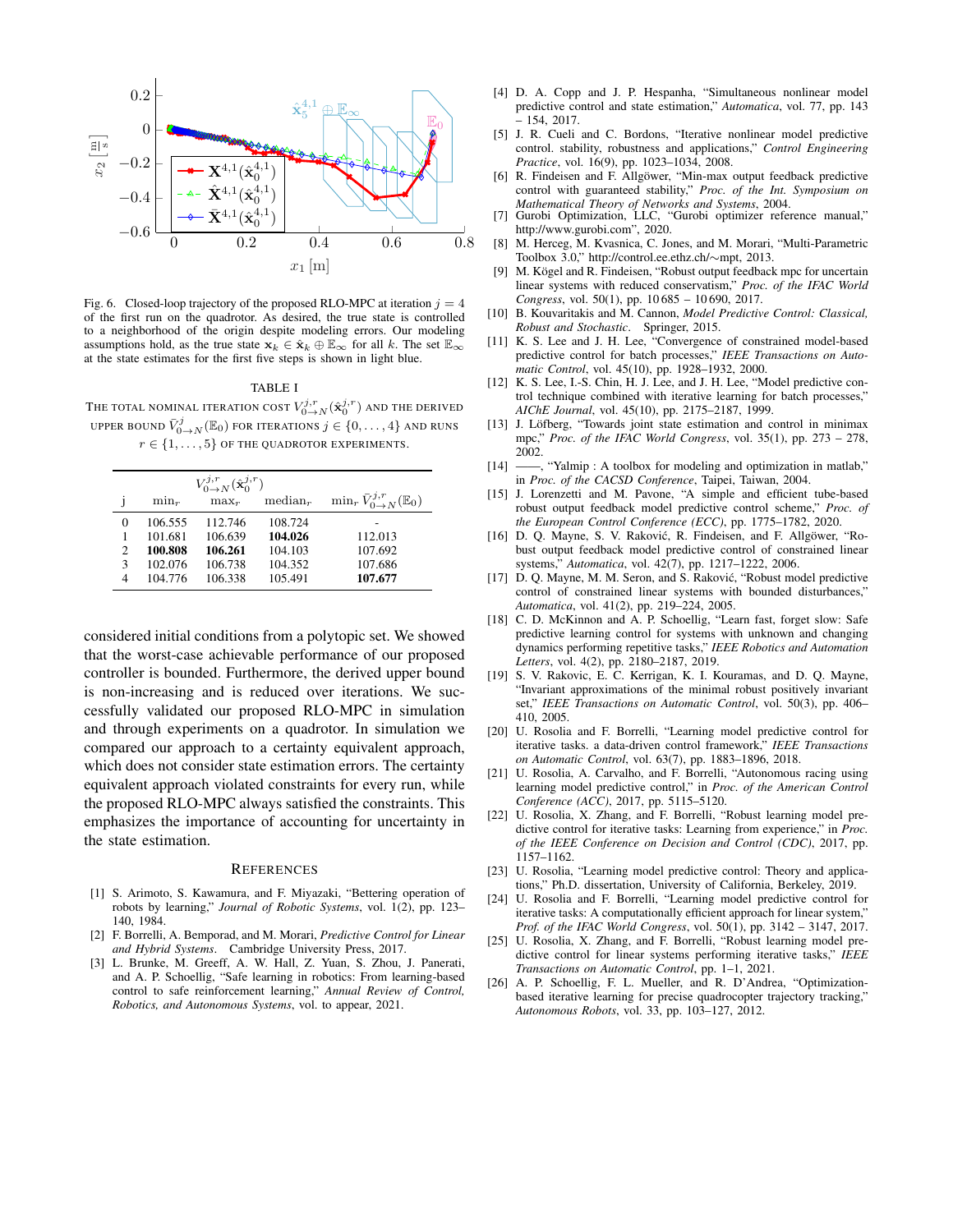$0.2$

$0$

$-0.2$

$-0.4$

$-0.6$

$x_2$ $\left[\frac{\text{m}}{\text{s}}\right]$

$0$ $0.2$ $0.4$ $0.6$ $0.8$

$x_1$ [m]

$\hat{\mathbf{x}}_5^{4,1} \oplus \mathbb{E}_\infty$

$\mathbb{E}_0$

$\mathbf{X}^{4,1}(\hat{\mathbf{x}}_0^{4,1})$

$\hat{\mathbf{X}}^{4,1}(\hat{\mathbf{x}}_0^{4,1})$

$\bar{\mathbf{X}}^{4,1}(\hat{\mathbf{x}}_0^{4,1})$

Fig. 6. Closed-loop trajectory of the proposed RLO-MPC at iteration $j = 4$ of the first run on the quadrotor. As desired, the true state is controlled to a neighborhood of the origin despite modeling errors. Our modeling assumptions hold, as the true state $\mathbf{x}_k \in \hat{\mathbf{x}}_k \oplus \mathbb{E}_\infty$ for all $k$. The set $\mathbb{E}_\infty$ at the state estimates for the first five steps is shown in light blue.

TABLE I

THE TOTAL NOMINAL ITERATION COST $V^{j,r}_{0\to N}(\hat{\mathbf{x}}^{j,r}_0)$ AND THE DERIVED UPPER BOUND $\bar{V}^{j}_{0\to N}(\mathbb{E}_0)$ FOR ITERATIONS $j \in \{0,\ldots,4\}$ AND RUNS $r \in \{1,\ldots,5\}$ OF THE QUADROTOR EXPERIMENTS.

| | $V^{j,r}_{0\to N}(\hat{\mathbf{x}}^{j,r}_0)$ | | | |
|---|---|---|---|---|
| j | $\min_r$ | $\max_r$ | $\text{median}_r$ | $\min_r \bar{V}^{j,r}_{0\to N}(\mathbb{E}_0)$ |
| 0 | 106.555 | 112.746 | 108.724 | - |
| 1 | 101.681 | 106.639 | **104.026** | 112.013 |
| 2 | **100.808** | **106.261** | 104.103 | 107.692 |
| 3 | 102.076 | 106.738 | 104.352 | 107.686 |
| 4 | 104.776 | 106.338 | 105.491 | **107.677** |

considered initial conditions from a polytopic set. We showed that the worst-case achievable performance of our proposed controller is bounded. Furthermore, the derived upper bound is non-increasing and is reduced over iterations. We successfully validated our proposed RLO-MPC in simulation and through experiments on a quadrotor. In simulation we compared our approach to a certainty equivalent approach, which does not consider state estimation errors. The certainty equivalent approach violated constraints for every run, while the proposed RLO-MPC always satisfied the constraints. This emphasizes the importance of accounting for uncertainty in the state estimation.

## References

[1] S. Arimoto, S. Kawamura, and F. Miyazaki, "Bettering operation of robots by learning," *Journal of Robotic Systems*, vol. 1(2), pp. 123–140, 1984.

[2] F. Borrelli, A. Bemporad, and M. Morari, *Predictive Control for Linear and Hybrid Systems*. Cambridge University Press, 2017.

[3] L. Brunke, M. Greeff, A. W. Hall, Z. Yuan, S. Zhou, J. Panerati, and A. P. Schoellig, "Safe learning in robotics: From learning-based control to safe reinforcement learning," *Annual Review of Control, Robotics, and Autonomous Systems*, vol. to appear, 2021.

[4] D. A. Copp and J. P. Hespanha, "Simultaneous nonlinear model predictive control and state estimation," *Automatica*, vol. 77, pp. 143 – 154, 2017.

[5] J. R. Cueli and C. Bordons, "Iterative nonlinear model predictive control. stability, robustness and applications," *Control Engineering Practice*, vol. 16(9), pp. 1023–1034, 2008.

[6] R. Findeisen and F. Allgöwer, "Min-max output feedback predictive control with guaranteed stability," *Proc. of the Int. Symposium on Mathematical Theory of Networks and Systems*, 2004.

[7] Gurobi Optimization, LLC, "Gurobi optimizer reference manual," http://www.gurobi.com", 2020.

[8] M. Herceg, M. Kvasnica, C. Jones, and M. Morari, "Multi-Parametric Toolbox 3.0," http://control.ee.ethz.ch/∼mpt, 2013.

[9] M. Kögel and R. Findeisen, "Robust output feedback mpc for uncertain linear systems with reduced conservatism," *Proc. of the IFAC World Congress*, vol. 50(1), pp. 10 685 – 10 690, 2017.

[10] B. Kouvaritakis and M. Cannon, *Model Predictive Control: Classical, Robust and Stochastic*. Springer, 2015.

[11] K. S. Lee and J. H. Lee, "Convergence of constrained model-based predictive control for batch processes," *IEEE Transactions on Automatic Control*, vol. 45(10), pp. 1928–1932, 2000.

[12] K. S. Lee, I.-S. Chin, H. J. Lee, and J. H. Lee, "Model predictive control technique combined with iterative learning for batch processes," *AIChE Journal*, vol. 45(10), pp. 2175–2187, 1999.

[13] J. Löfberg, "Towards joint state estimation and control in minimax mpc," *Proc. of the IFAC World Congress*, vol. 35(1), pp. 273 – 278, 2002.

[14] ——, "Yalmip : A toolbox for modeling and optimization in matlab," in *Proc. of the CACSD Conference*, Taipei, Taiwan, 2004.

[15] J. Lorenzetti and M. Pavone, "A simple and efficient tube-based robust output feedback model predictive control scheme," *Proc. of the European Control Conference (ECC)*, pp. 1775–1782, 2020.

[16] D. Q. Mayne, S. V. Raković, R. Findeisen, and F. Allgöwer, "Robust output feedback model predictive control of constrained linear systems," *Automatica*, vol. 42(7), pp. 1217–1222, 2006.

[17] D. Q. Mayne, M. M. Seron, and S. Raković, "Robust model predictive control of constrained linear systems with bounded disturbances," *Automatica*, vol. 41(2), pp. 219–224, 2005.

[18] C. D. McKinnon and A. P. Schoellig, "Learn fast, forget slow: Safe predictive learning control for systems with unknown and changing dynamics performing repetitive tasks," *IEEE Robotics and Automation Letters*, vol. 4(2), pp. 2180–2187, 2019.

[19] S. V. Rakovic, E. C. Kerrigan, K. I. Kouramas, and D. Q. Mayne, "Invariant approximations of the minimal robust positively invariant set," *IEEE Transactions on Automatic Control*, vol. 50(3), pp. 406–410, 2005.

[20] U. Rosolia and F. Borrelli, "Learning model predictive control for iterative tasks. a data-driven control framework," *IEEE Transactions on Automatic Control*, vol. 63(7), pp. 1883–1896, 2018.

[21] U. Rosolia, A. Carvalho, and F. Borrelli, "Autonomous racing using learning model predictive control," in *Proc. of the American Control Conference (ACC)*, 2017, pp. 5115–5120.

[22] U. Rosolia, X. Zhang, and F. Borrelli, "Robust learning model predictive control for iterative tasks: Learning from experience," in *Proc. of the IEEE Conference on Decision and Control (CDC)*, 2017, pp. 1157–1162.

[23] U. Rosolia, "Learning model predictive control: Theory and applications," Ph.D. dissertation, University of California, Berkeley, 2019.

[24] U. Rosolia and F. Borrelli, "Learning model predictive control for iterative tasks: A computationally efficient approach for linear system," *Prof. of the IFAC World Congress*, vol. 50(1), pp. 3142 – 3147, 2017.

[25] U. Rosolia, X. Zhang, and F. Borrelli, "Robust learning model predictive control for linear systems performing iterative tasks," *IEEE Transactions on Automatic Control*, pp. 1–1, 2021.

[26] A. P. Schoellig, F. L. Mueller, and R. D'Andrea, "Optimization-based iterative learning for precise quadrocopter trajectory tracking," *Autonomous Robots*, vol. 33, pp. 103–127, 2012.